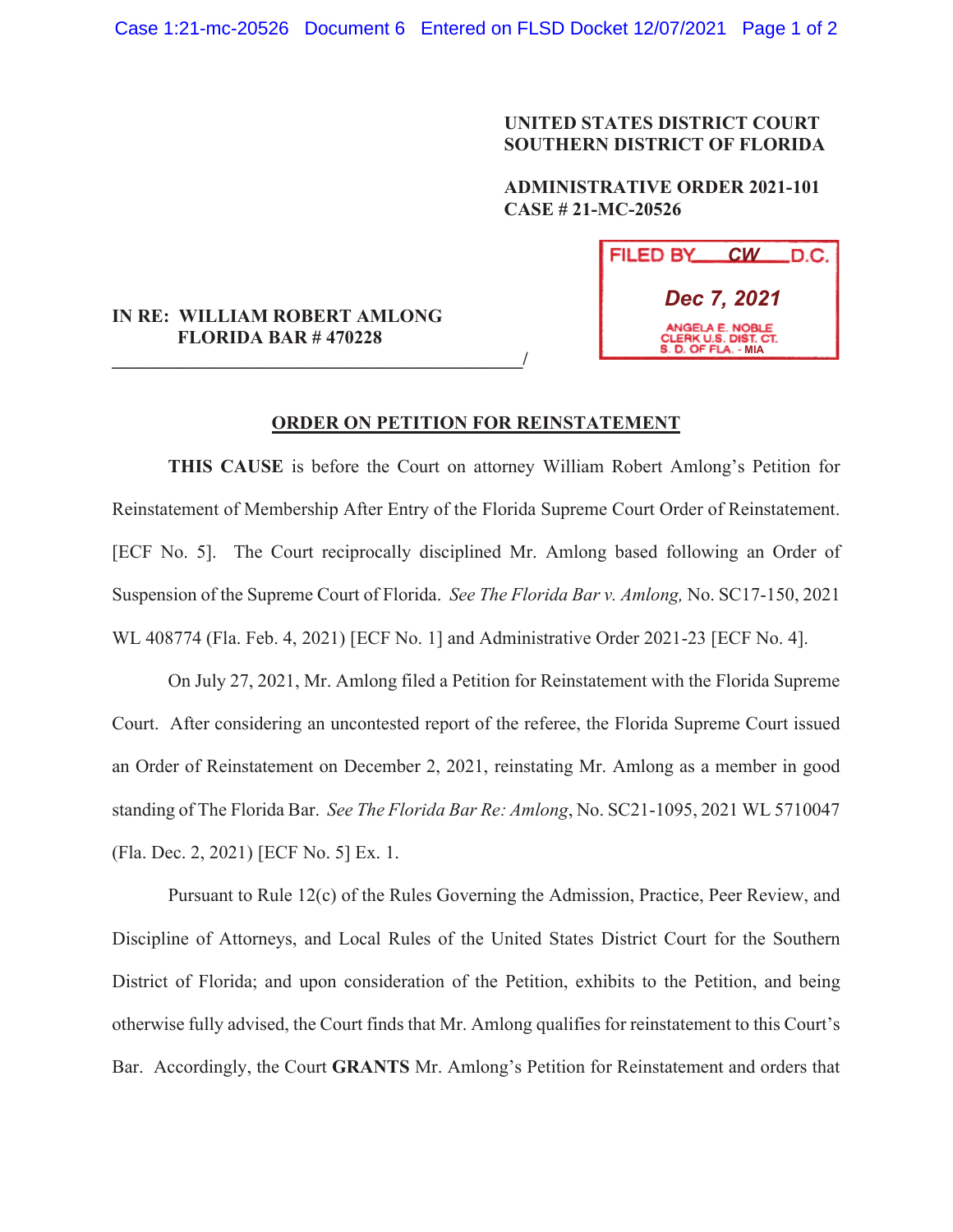**UNITED STATES DISTRICT COURT**
**SOUTHERN DISTRICT OF FLORIDA**

**ADMINISTRATIVE ORDER 2021-101**
**CASE # 21-MC-20526**

FILED BY CW D.C.
Dec 7, 2021
ANGELA E. NOBLE
CLERK U.S. DIST. CT.
S. D. OF FLA. - MIA

**IN RE: WILLIAM ROBERT AMLONG**
**FLORIDA BAR # 470228**
_____________________________________________/

**ORDER ON PETITION FOR REINSTATEMENT**

**THIS CAUSE** is before the Court on attorney William Robert Amlong's Petition for Reinstatement of Membership After Entry of the Florida Supreme Court Order of Reinstatement. [ECF No. 5]. The Court reciprocally disciplined Mr. Amlong based following an Order of Suspension of the Supreme Court of Florida. *See The Florida Bar v. Amlong,* No. SC17-150, 2021 WL 408774 (Fla. Feb. 4, 2021) [ECF No. 1] and Administrative Order 2021-23 [ECF No. 4].

On July 27, 2021, Mr. Amlong filed a Petition for Reinstatement with the Florida Supreme Court. After considering an uncontested report of the referee, the Florida Supreme Court issued an Order of Reinstatement on December 2, 2021, reinstating Mr. Amlong as a member in good standing of The Florida Bar. *See The Florida Bar Re: Amlong*, No. SC21-1095, 2021 WL 5710047 (Fla. Dec. 2, 2021) [ECF No. 5] Ex. 1.

Pursuant to Rule 12(c) of the Rules Governing the Admission, Practice, Peer Review, and Discipline of Attorneys, and Local Rules of the United States District Court for the Southern District of Florida; and upon consideration of the Petition, exhibits to the Petition, and being otherwise fully advised, the Court finds that Mr. Amlong qualifies for reinstatement to this Court's Bar. Accordingly, the Court **GRANTS** Mr. Amlong's Petition for Reinstatement and orders that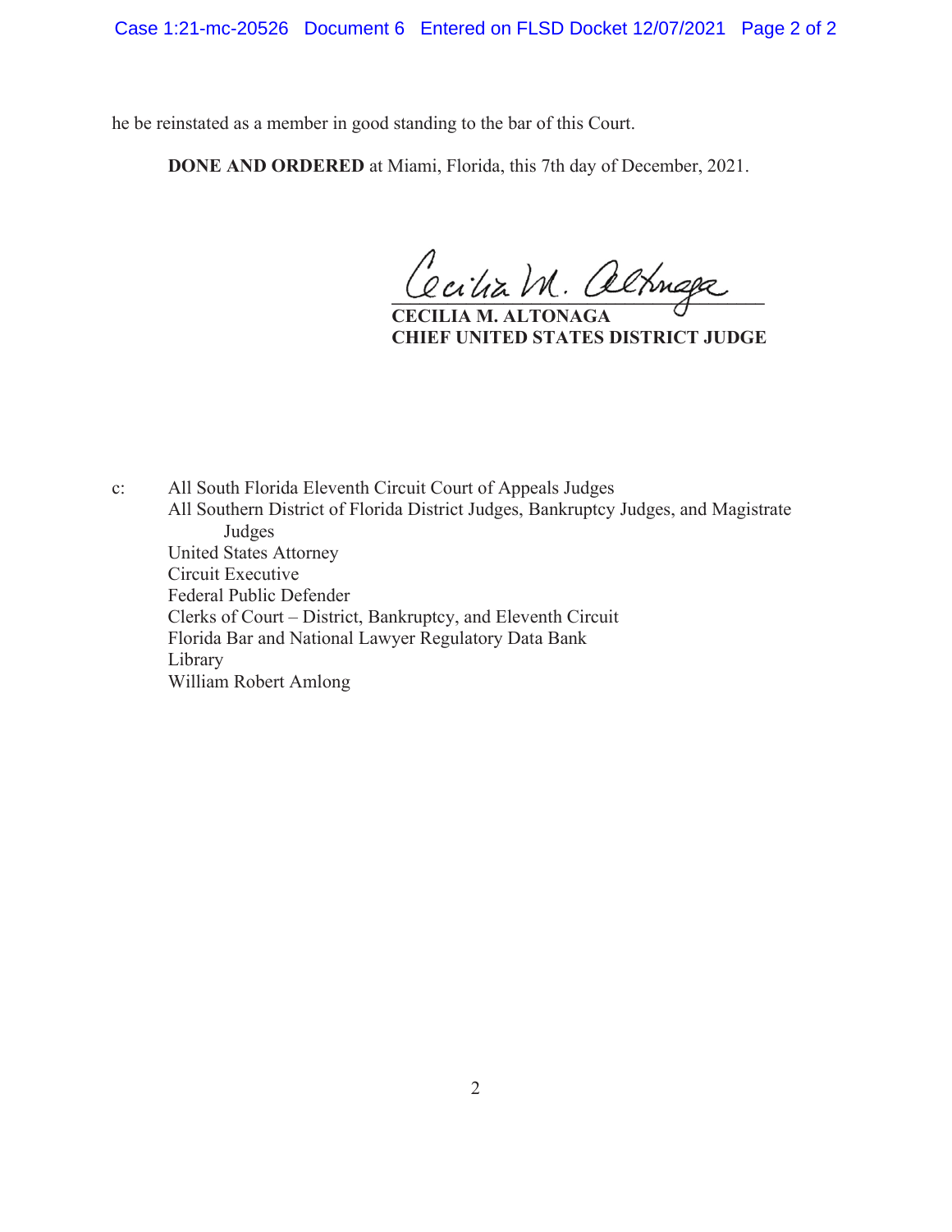he be reinstated as a member in good standing to the bar of this Court.

**DONE AND ORDERED** at Miami, Florida, this 7th day of December, 2021.

**CECILIA M. ALTONAGA**
**CHIEF UNITED STATES DISTRICT JUDGE**

c: All South Florida Eleventh Circuit Court of Appeals Judges
All Southern District of Florida District Judges, Bankruptcy Judges, and Magistrate Judges
United States Attorney
Circuit Executive
Federal Public Defender
Clerks of Court – District, Bankruptcy, and Eleventh Circuit
Florida Bar and National Lawyer Regulatory Data Bank
Library
William Robert Amlong